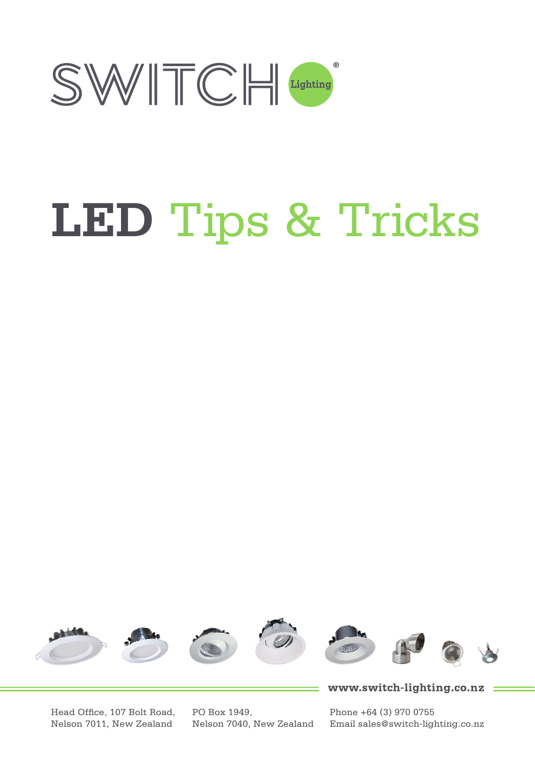SWITCH Lighting®

# LED Tips & Tricks

www.switch-lighting.co.nz

Head Office, 107 Bolt Road,
Nelson 7011, New Zealand

PO Box 1949,
Nelson 7040, New Zealand

Phone +64 (3) 970 0755
Email sales@switch-lighting.co.nz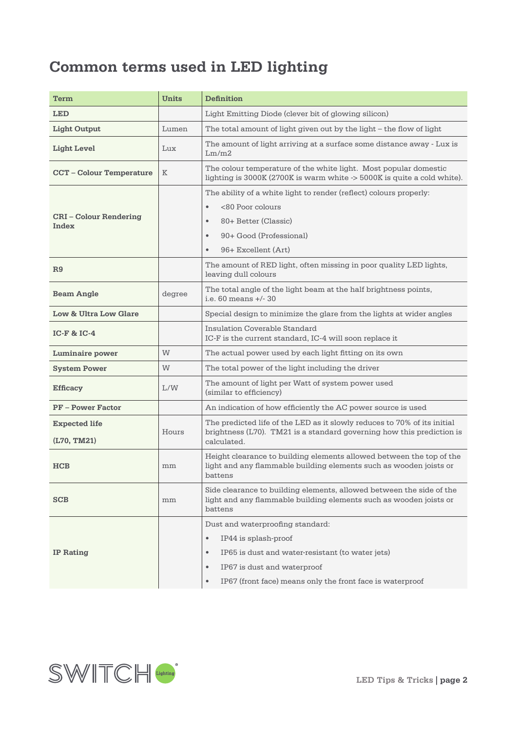# Common terms used in LED lighting

| Term | Units | Definition |
|---|---|---|
| **LED** | | Light Emitting Diode (clever bit of glowing silicon) |
| **Light Output** | Lumen | The total amount of light given out by the light – the flow of light |
| **Light Level** | Lux | The amount of light arriving at a surface some distance away - Lux is Lm/m2 |
| **CCT – Colour Temperature** | K | The colour temperature of the white light. Most popular domestic lighting is 3000K (2700K is warm white -> 5000K is quite a cold white). |
| **CRI – Colour Rendering Index** | | The ability of a white light to render (reflect) colours properly:<br>• <80 Poor colours<br>• 80+ Better (Classic)<br>• 90+ Good (Professional)<br>• 96+ Excellent (Art) |
| **R9** | | The amount of RED light, often missing in poor quality LED lights, leaving dull colours |
| **Beam Angle** | degree | The total angle of the light beam at the half brightness points, i.e. 60 means +/- 30 |
| **Low & Ultra Low Glare** | | Special design to minimize the glare from the lights at wider angles |
| **IC-F & IC-4** | | Insulation Coverable Standard<br>IC-F is the current standard, IC-4 will soon replace it |
| **Luminaire power** | W | The actual power used by each light fitting on its own |
| **System Power** | W | The total power of the light including the driver |
| **Efficacy** | L/W | The amount of light per Watt of system power used<br>(similar to efficiency) |
| **PF – Power Factor** | | An indication of how efficiently the AC power source is used |
| **Expected life**<br>**(L70, TM21)** | Hours | The predicted life of the LED as it slowly reduces to 70% of its initial brightness (L70). TM21 is a standard governing how this prediction is calculated. |
| **HCB** | mm | Height clearance to building elements allowed between the top of the light and any flammable building elements such as wooden joists or battens |
| **SCB** | mm | Side clearance to building elements, allowed between the side of the light and any flammable building elements such as wooden joists or battens |
| **IP Rating** | | Dust and waterproofing standard:<br>• IP44 is splash-proof<br>• IP65 is dust and water-resistant (to water jets)<br>• IP67 is dust and waterproof<br>• IP67 (front face) means only the front face is waterproof |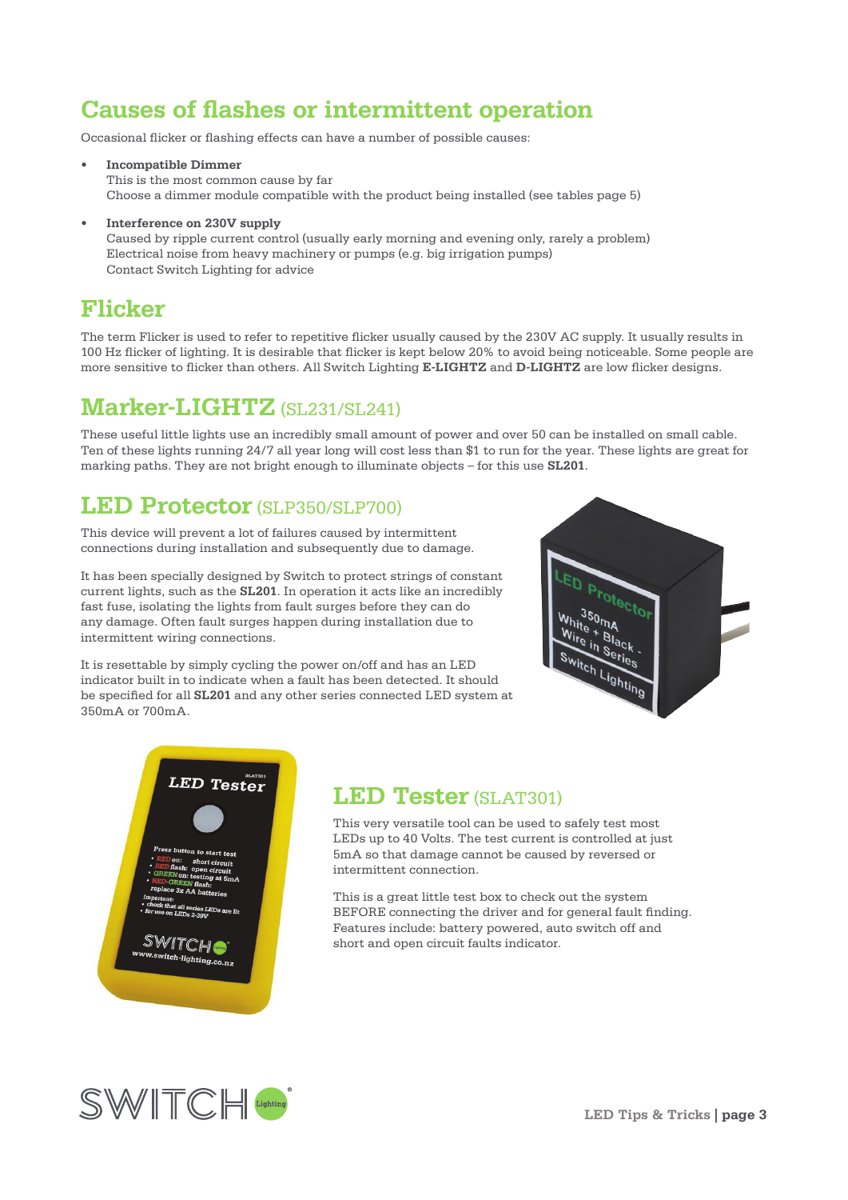## Causes of flashes or intermittent operation

Occasional flicker or flashing effects can have a number of possible causes:

- **Incompatible Dimmer**
  This is the most common cause by far
  Choose a dimmer module compatible with the product being installed (see tables page 5)

- **Interference on 230V supply**
  Caused by ripple current control (usually early morning and evening only, rarely a problem)
  Electrical noise from heavy machinery or pumps (e.g. big irrigation pumps)
  Contact Switch Lighting for advice

## Flicker

The term Flicker is used to refer to repetitive flicker usually caused by the 230V AC supply. It usually results in 100 Hz flicker of lighting. It is desirable that flicker is kept below 20% to avoid being noticeable. Some people are more sensitive to flicker than others. All Switch Lighting **E-LIGHTZ** and **D-LIGHTZ** are low flicker designs.

## Marker-LIGHTZ (SL231/SL241)

These useful little lights use an incredibly small amount of power and over 50 can be installed on small cable. Ten of these lights running 24/7 all year long will cost less than $1 to run for the year. These lights are great for marking paths. They are not bright enough to illuminate objects – for this use **SL201**.

## LED Protector (SLP350/SLP700)

This device will prevent a lot of failures caused by intermittent connections during installation and subsequently due to damage.

It has been specially designed by Switch to protect strings of constant current lights, such as the **SL201**. In operation it acts like an incredibly fast fuse, isolating the lights from fault surges before they can do any damage. Often fault surges happen during installation due to intermittent wiring connections.

It is resettable by simply cycling the power on/off and has an LED indicator built in to indicate when a fault has been detected. It should be specified for all **SL201** and any other series connected LED system at 350mA or 700mA.

## LED Tester (SLAT301)

This very versatile tool can be used to safely test most LEDs up to 40 Volts. The test current is controlled at just 5mA so that damage cannot be caused by reversed or intermittent connection.

This is a great little test box to check out the system BEFORE connecting the driver and for general fault finding. Features include: battery powered, auto switch off and short and open circuit faults indicator.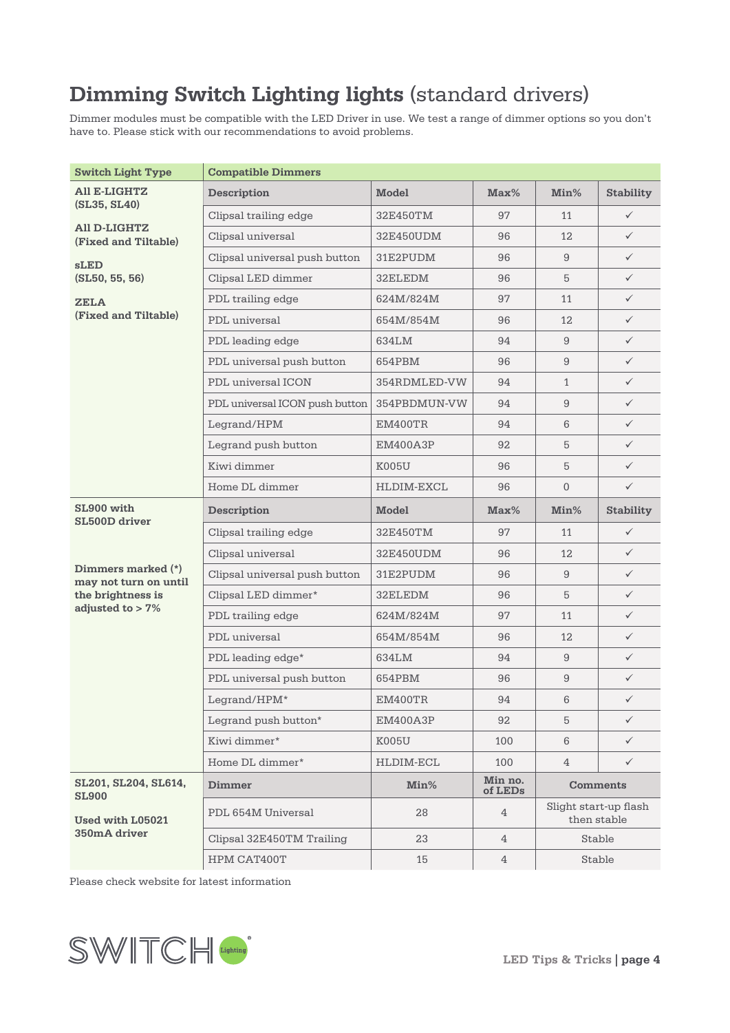# Dimming Switch Lighting lights (standard drivers)

Dimmer modules must be compatible with the LED Driver in use. We test a range of dimmer options so you don't have to. Please stick with our recommendations to avoid problems.

| Switch Light Type | Compatible Dimmers | | | | |
|---|---|---|---|---|---|
| **All E-LIGHTZ (SL35, SL40)**<br><br>**All D-LIGHTZ (Fixed and Tiltable)**<br><br>**sLED (SL50, 55, 56)**<br><br>**ZELA (Fixed and Tiltable)** | **Description** | **Model** | **Max%** | **Min%** | **Stability** |
| | Clipsal trailing edge | 32E450TM | 97 | 11 | ✓ |
| | Clipsal universal | 32E450UDM | 96 | 12 | ✓ |
| | Clipsal universal push button | 31E2PUDM | 96 | 9 | ✓ |
| | Clipsal LED dimmer | 32ELEDM | 96 | 5 | ✓ |
| | PDL trailing edge | 624M/824M | 97 | 11 | ✓ |
| | PDL universal | 654M/854M | 96 | 12 | ✓ |
| | PDL leading edge | 634LM | 94 | 9 | ✓ |
| | PDL universal push button | 654PBM | 96 | 9 | ✓ |
| | PDL universal ICON | 354RDMLED-VW | 94 | 1 | ✓ |
| | PDL universal ICON push button | 354PBDMUN-VW | 94 | 9 | ✓ |
| | Legrand/HPM | EM400TR | 94 | 6 | ✓ |
| | Legrand push button | EM400A3P | 92 | 5 | ✓ |
| | Kiwi dimmer | K005U | 96 | 5 | ✓ |
| | Home DL dimmer | HLDIM-EXCL | 96 | 0 | ✓ |
| **SL900 with SL500D driver**<br><br>**Dimmers marked (*) may not turn on until the brightness is adjusted to > 7%** | **Description** | **Model** | **Max%** | **Min%** | **Stability** |
| | Clipsal trailing edge | 32E450TM | 97 | 11 | ✓ |
| | Clipsal universal | 32E450UDM | 96 | 12 | ✓ |
| | Clipsal universal push button | 31E2PUDM | 96 | 9 | ✓ |
| | Clipsal LED dimmer* | 32ELEDM | 96 | 5 | ✓ |
| | PDL trailing edge | 624M/824M | 97 | 11 | ✓ |
| | PDL universal | 654M/854M | 96 | 12 | ✓ |
| | PDL leading edge* | 634LM | 94 | 9 | ✓ |
| | PDL universal push button | 654PBM | 96 | 9 | ✓ |
| | Legrand/HPM* | EM400TR | 94 | 6 | ✓ |
| | Legrand push button* | EM400A3P | 92 | 5 | ✓ |
| | Kiwi dimmer* | K005U | 100 | 6 | ✓ |
| | Home DL dimmer* | HLDIM-ECL | 100 | 4 | ✓ |
| **SL201, SL204, SL614, SL900**<br><br>**Used with L05021 350mA driver** | **Dimmer** | **Min%** | **Min no. of LEDs** | **Comments** | |
| | PDL 654M Universal | 28 | 4 | Slight start-up flash then stable | |
| | Clipsal 32E450TM Trailing | 23 | 4 | Stable | |
| | HPM CAT400T | 15 | 4 | Stable | |

Please check website for latest information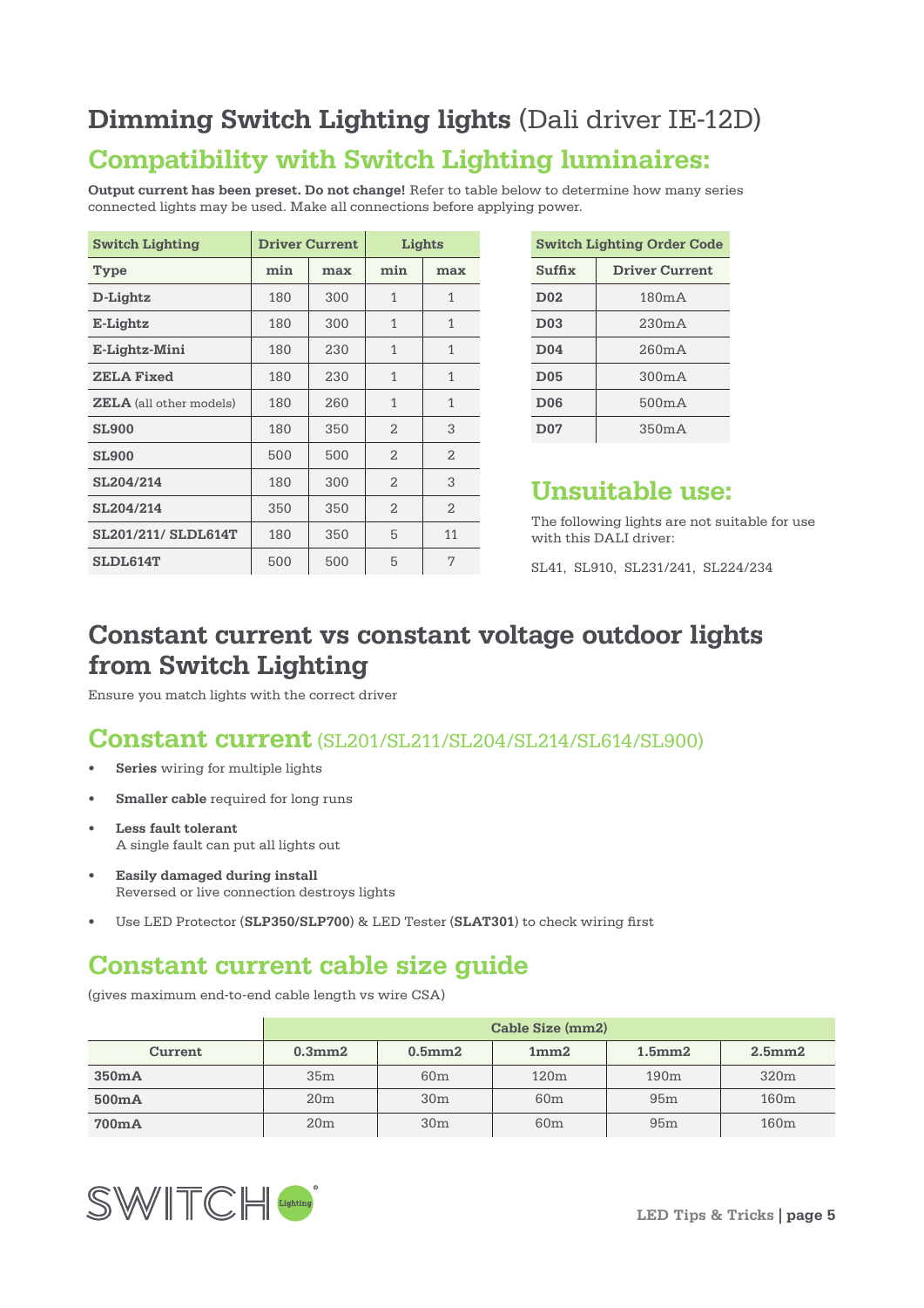# Dimming Switch Lighting lights (Dali driver IE-12D)

## Compatibility with Switch Lighting luminaires:

**Output current has been preset. Do not change!** Refer to table below to determine how many series connected lights may be used. Make all connections before applying power.

| Switch Lighting | Driver Current | | Lights | |
|---|---|---|---|---|
| **Type** | **min** | **max** | **min** | **max** |
| **D-Lightz** | 180 | 300 | 1 | 1 |
| **E-Lightz** | 180 | 300 | 1 | 1 |
| **E-Lightz-Mini** | 180 | 230 | 1 | 1 |
| **ZELA Fixed** | 180 | 230 | 1 | 1 |
| **ZELA** (all other models) | 180 | 260 | 1 | 1 |
| **SL900** | 180 | 350 | 2 | 3 |
| **SL900** | 500 | 500 | 2 | 2 |
| **SL204/214** | 180 | 300 | 2 | 3 |
| **SL204/214** | 350 | 350 | 2 | 2 |
| **SL201/211/ SLDL614T** | 180 | 350 | 5 | 11 |
| **SLDL614T** | 500 | 500 | 5 | 7 |

| Switch Lighting Order Code | |
|---|---|
| **Suffix** | **Driver Current** |
| **D02** | 180mA |
| **D03** | 230mA |
| **D04** | 260mA |
| **D05** | 300mA |
| **D06** | 500mA |
| **D07** | 350mA |

## Unsuitable use:

The following lights are not suitable for use with this DALI driver:

SL41, SL910, SL231/241, SL224/234

# Constant current vs constant voltage outdoor lights from Switch Lighting

Ensure you match lights with the correct driver

## Constant current (SL201/SL211/SL204/SL214/SL614/SL900)

- **Series** wiring for multiple lights
- **Smaller cable** required for long runs
- **Less fault tolerant**
  A single fault can put all lights out
- **Easily damaged during install**
  Reversed or live connection destroys lights
- Use LED Protector (**SLP350/SLP700**) & LED Tester (**SLAT301**) to check wiring first

## Constant current cable size guide

(gives maximum end-to-end cable length vs wire CSA)

| | Cable Size (mm2) | | | | |
|---|---|---|---|---|---|
| **Current** | **0.3mm2** | **0.5mm2** | **1mm2** | **1.5mm2** | **2.5mm2** |
| **350mA** | 35m | 60m | 120m | 190m | 320m |
| **500mA** | 20m | 30m | 60m | 95m | 160m |
| **700mA** | 20m | 30m | 60m | 95m | 160m |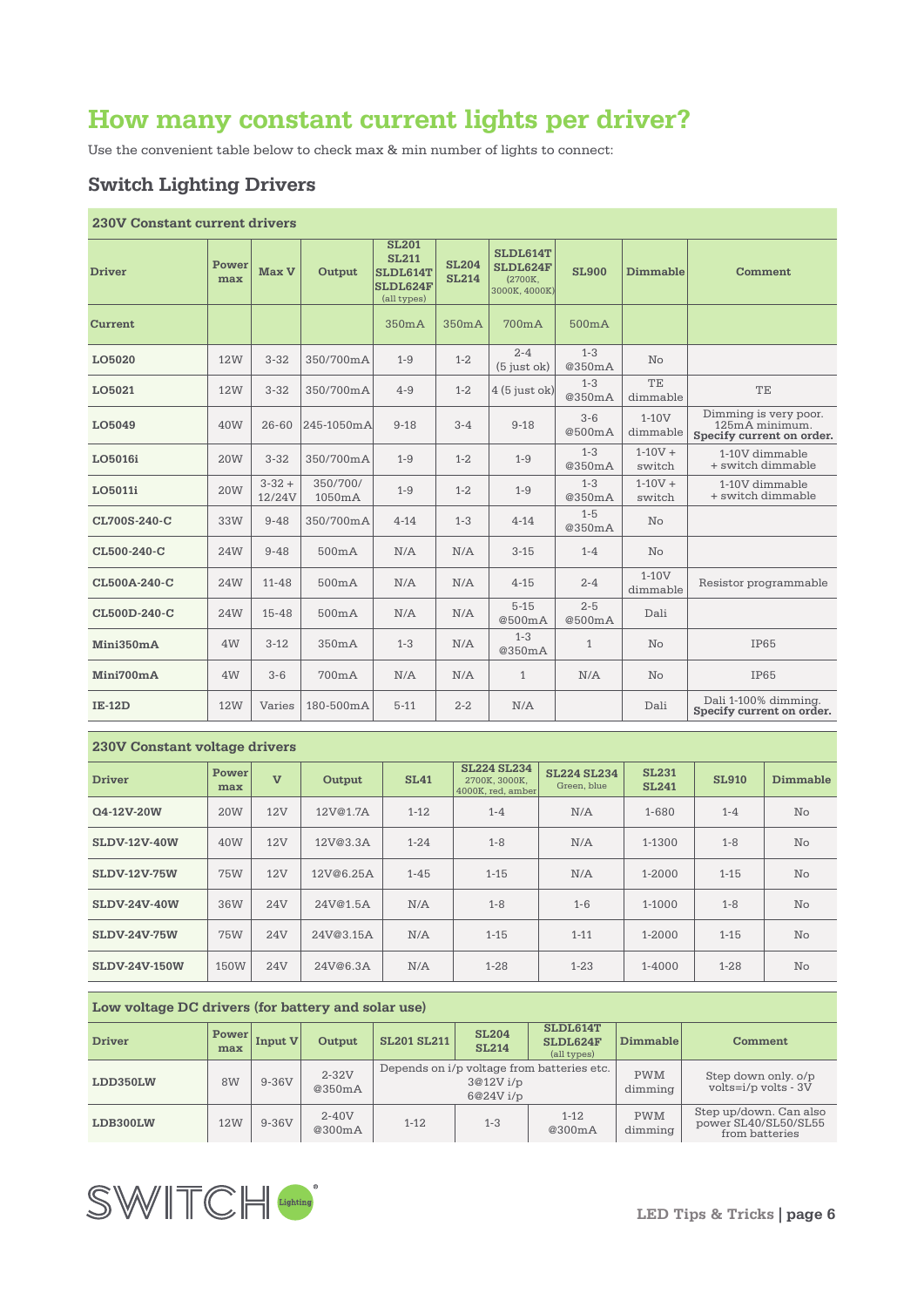# How many constant current lights per driver?

Use the convenient table below to check max & min number of lights to connect:

## Switch Lighting Drivers

### 230V Constant current drivers

| Driver | Power max | Max V | Output | SL201 SL211 SLDL614T SLDL624F (all types) | SL204 SL214 | SLDL614T SLDL624F (2700K, 3000K, 4000K) | SL900 | Dimmable | Comment |
|---|---|---|---|---|---|---|---|---|---|
| **Current** | | | | 350mA | 350mA | 700mA | 500mA | | |
| **LO5020** | 12W | 3-32 | 350/700mA | 1-9 | 1-2 | 2-4 (5 just ok) | 1-3 @350mA | No | |
| **LO5021** | 12W | 3-32 | 350/700mA | 4-9 | 1-2 | 4 (5 just ok) | 1-3 @350mA | TE dimmable | TE |
| **LO5049** | 40W | 26-60 | 245-1050mA | 9-18 | 3-4 | 9-18 | 3-6 @500mA | 1-10V dimmable | Dimming is very poor. 125mA minimum. **Specify current on order.** |
| **LO5016i** | 20W | 3-32 | 350/700mA | 1-9 | 1-2 | 1-9 | 1-3 @350mA | 1-10V + switch | 1-10V dimmable + switch dimmable |
| **LO5011i** | 20W | 3-32 + 12/24V | 350/700/ 1050mA | 1-9 | 1-2 | 1-9 | 1-3 @350mA | 1-10V + switch | 1-10V dimmable + switch dimmable |
| **CL700S-240-C** | 33W | 9-48 | 350/700mA | 4-14 | 1-3 | 4-14 | 1-5 @350mA | No | |
| **CL500-240-C** | 24W | 9-48 | 500mA | N/A | N/A | 3-15 | 1-4 | No | |
| **CL500A-240-C** | 24W | 11-48 | 500mA | N/A | N/A | 4-15 | 2-4 | 1-10V dimmable | Resistor programmable |
| **CL500D-240-C** | 24W | 15-48 | 500mA | N/A | N/A | 5-15 @500mA | 2-5 @500mA | Dali | |
| **Mini350mA** | 4W | 3-12 | 350mA | 1-3 | N/A | 1-3 @350mA | 1 | No | IP65 |
| **Mini700mA** | 4W | 3-6 | 700mA | N/A | N/A | 1 | N/A | No | IP65 |
| **IE-12D** | 12W | Varies | 180-500mA | 5-11 | 2-2 | N/A | | Dali | Dali 1-100% dimming. **Specify current on order.** |

### 230V Constant voltage drivers

| Driver | Power max | V | Output | SL41 | SL224 SL234 2700K, 3000K, 4000K, red, amber | SL224 SL234 Green, blue | SL231 SL241 | SL910 | Dimmable |
|---|---|---|---|---|---|---|---|---|---|
| **Q4-12V-20W** | 20W | 12V | 12V@1.7A | 1-12 | 1-4 | N/A | 1-680 | 1-4 | No |
| **SLDV-12V-40W** | 40W | 12V | 12V@3.3A | 1-24 | 1-8 | N/A | 1-1300 | 1-8 | No |
| **SLDV-12V-75W** | 75W | 12V | 12V@6.25A | 1-45 | 1-15 | N/A | 1-2000 | 1-15 | No |
| **SLDV-24V-40W** | 36W | 24V | 24V@1.5A | N/A | 1-8 | 1-6 | 1-1000 | 1-8 | No |
| **SLDV-24V-75W** | 75W | 24V | 24V@3.15A | N/A | 1-15 | 1-11 | 1-2000 | 1-15 | No |
| **SLDV-24V-150W** | 150W | 24V | 24V@6.3A | N/A | 1-28 | 1-23 | 1-4000 | 1-28 | No |

### Low voltage DC drivers (for battery and solar use)

| Driver | Power max | Input V | Output | SL201 SL211 | SL204 SL214 | SLDL614T SLDL624F (all types) | Dimmable | Comment |
|---|---|---|---|---|---|---|---|---|
| **LDD350LW** | 8W | 9-36V | 2-32V @350mA | Depends on i/p voltage from batteries etc. 3@12V i/p 6@24V i/p | | | PWM dimming | Step down only. o/p volts=i/p volts - 3V |
| **LDB300LW** | 12W | 9-36V | 2-40V @300mA | 1-12 | 1-3 | 1-12 @300mA | PWM dimming | Step up/down. Can also power SL40/SL50/SL55 from batteries |

SWITCH Lighting®

LED Tips & Tricks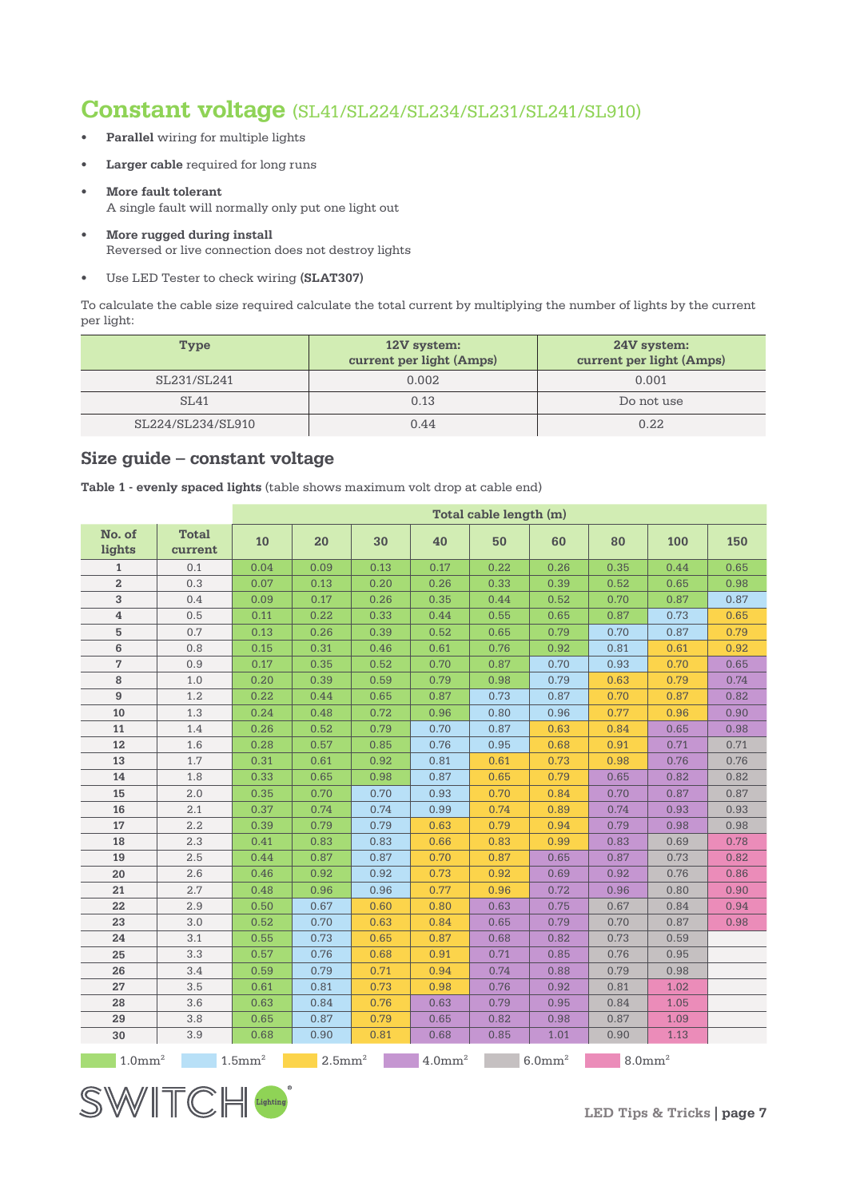# Constant voltage (SL41/SL224/SL234/SL231/SL241/SL910)

- **Parallel** wiring for multiple lights
- **Larger cable** required for long runs
- **More fault tolerant**
  A single fault will normally only put one light out
- **More rugged during install**
  Reversed or live connection does not destroy lights
- Use LED Tester to check wiring **(SLAT307)**

To calculate the cable size required calculate the total current by multiplying the number of lights by the current per light:

| Type | 12V system: current per light (Amps) | 24V system: current per light (Amps) |
|---|---|---|
| SL231/SL241 | 0.002 | 0.001 |
| SL41 | 0.13 | Do not use |
| SL224/SL234/SL910 | 0.44 | 0.22 |

## Size guide – constant voltage

**Table 1 - evenly spaced lights** (table shows maximum volt drop at cable end)

| No. of lights | Total current | Total cable length (m) | | | | | | | | |
|---|---|---|---|---|---|---|---|---|---|---|
| | | 10 | 20 | 30 | 40 | 50 | 60 | 80 | 100 | 150 |
| 1 | 0.1 | 0.04 | 0.09 | 0.13 | 0.17 | 0.22 | 0.26 | 0.35 | 0.44 | 0.65 |
| 2 | 0.3 | 0.07 | 0.13 | 0.20 | 0.26 | 0.33 | 0.39 | 0.52 | 0.65 | 0.98 |
| 3 | 0.4 | 0.09 | 0.17 | 0.26 | 0.35 | 0.44 | 0.52 | 0.70 | 0.87 | 0.87 |
| 4 | 0.5 | 0.11 | 0.22 | 0.33 | 0.44 | 0.55 | 0.65 | 0.87 | 0.73 | 0.65 |
| 5 | 0.7 | 0.13 | 0.26 | 0.39 | 0.52 | 0.65 | 0.79 | 0.70 | 0.87 | 0.79 |
| 6 | 0.8 | 0.15 | 0.31 | 0.46 | 0.61 | 0.76 | 0.92 | 0.81 | 0.61 | 0.92 |
| 7 | 0.9 | 0.17 | 0.35 | 0.52 | 0.70 | 0.87 | 0.70 | 0.93 | 0.70 | 0.65 |
| 8 | 1.0 | 0.20 | 0.39 | 0.59 | 0.79 | 0.98 | 0.79 | 0.63 | 0.79 | 0.74 |
| 9 | 1.2 | 0.22 | 0.44 | 0.65 | 0.87 | 0.73 | 0.87 | 0.70 | 0.87 | 0.82 |
| 10 | 1.3 | 0.24 | 0.48 | 0.72 | 0.96 | 0.80 | 0.96 | 0.77 | 0.96 | 0.90 |
| 11 | 1.4 | 0.26 | 0.52 | 0.79 | 0.70 | 0.87 | 0.63 | 0.84 | 0.65 | 0.98 |
| 12 | 1.6 | 0.28 | 0.57 | 0.85 | 0.76 | 0.95 | 0.68 | 0.91 | 0.71 | 0.71 |
| 13 | 1.7 | 0.31 | 0.61 | 0.92 | 0.81 | 0.61 | 0.73 | 0.98 | 0.76 | 0.76 |
| 14 | 1.8 | 0.33 | 0.65 | 0.98 | 0.87 | 0.65 | 0.79 | 0.65 | 0.82 | 0.82 |
| 15 | 2.0 | 0.35 | 0.70 | 0.70 | 0.93 | 0.70 | 0.84 | 0.70 | 0.87 | 0.87 |
| 16 | 2.1 | 0.37 | 0.74 | 0.74 | 0.99 | 0.74 | 0.89 | 0.74 | 0.93 | 0.93 |
| 17 | 2.2 | 0.39 | 0.79 | 0.79 | 0.63 | 0.79 | 0.94 | 0.79 | 0.98 | 0.98 |
| 18 | 2.3 | 0.41 | 0.83 | 0.83 | 0.66 | 0.83 | 0.99 | 0.83 | 0.69 | 0.78 |
| 19 | 2.5 | 0.44 | 0.87 | 0.87 | 0.70 | 0.87 | 0.65 | 0.87 | 0.73 | 0.82 |
| 20 | 2.6 | 0.46 | 0.92 | 0.92 | 0.73 | 0.92 | 0.69 | 0.92 | 0.76 | 0.86 |
| 21 | 2.7 | 0.48 | 0.96 | 0.96 | 0.77 | 0.96 | 0.72 | 0.96 | 0.80 | 0.90 |
| 22 | 2.9 | 0.50 | 0.67 | 0.60 | 0.80 | 0.63 | 0.75 | 0.67 | 0.84 | 0.94 |
| 23 | 3.0 | 0.52 | 0.70 | 0.63 | 0.84 | 0.65 | 0.79 | 0.70 | 0.87 | 0.98 |
| 24 | 3.1 | 0.55 | 0.73 | 0.65 | 0.87 | 0.68 | 0.82 | 0.73 | 0.59 | |
| 25 | 3.3 | 0.57 | 0.76 | 0.68 | 0.91 | 0.71 | 0.85 | 0.76 | 0.95 | |
| 26 | 3.4 | 0.59 | 0.79 | 0.71 | 0.94 | 0.74 | 0.88 | 0.79 | 0.98 | |
| 27 | 3.5 | 0.61 | 0.81 | 0.73 | 0.98 | 0.76 | 0.92 | 0.81 | 1.02 | |
| 28 | 3.6 | 0.63 | 0.84 | 0.76 | 0.63 | 0.79 | 0.95 | 0.84 | 1.05 | |
| 29 | 3.8 | 0.65 | 0.87 | 0.79 | 0.65 | 0.82 | 0.98 | 0.87 | 1.09 | |
| 30 | 3.9 | 0.68 | 0.90 | 0.81 | 0.68 | 0.85 | 1.01 | 0.90 | 1.13 | |

Key (cell colour): 1.0mm² | 1.5mm² | 2.5mm² | 4.0mm² | 6.0mm² | 8.0mm²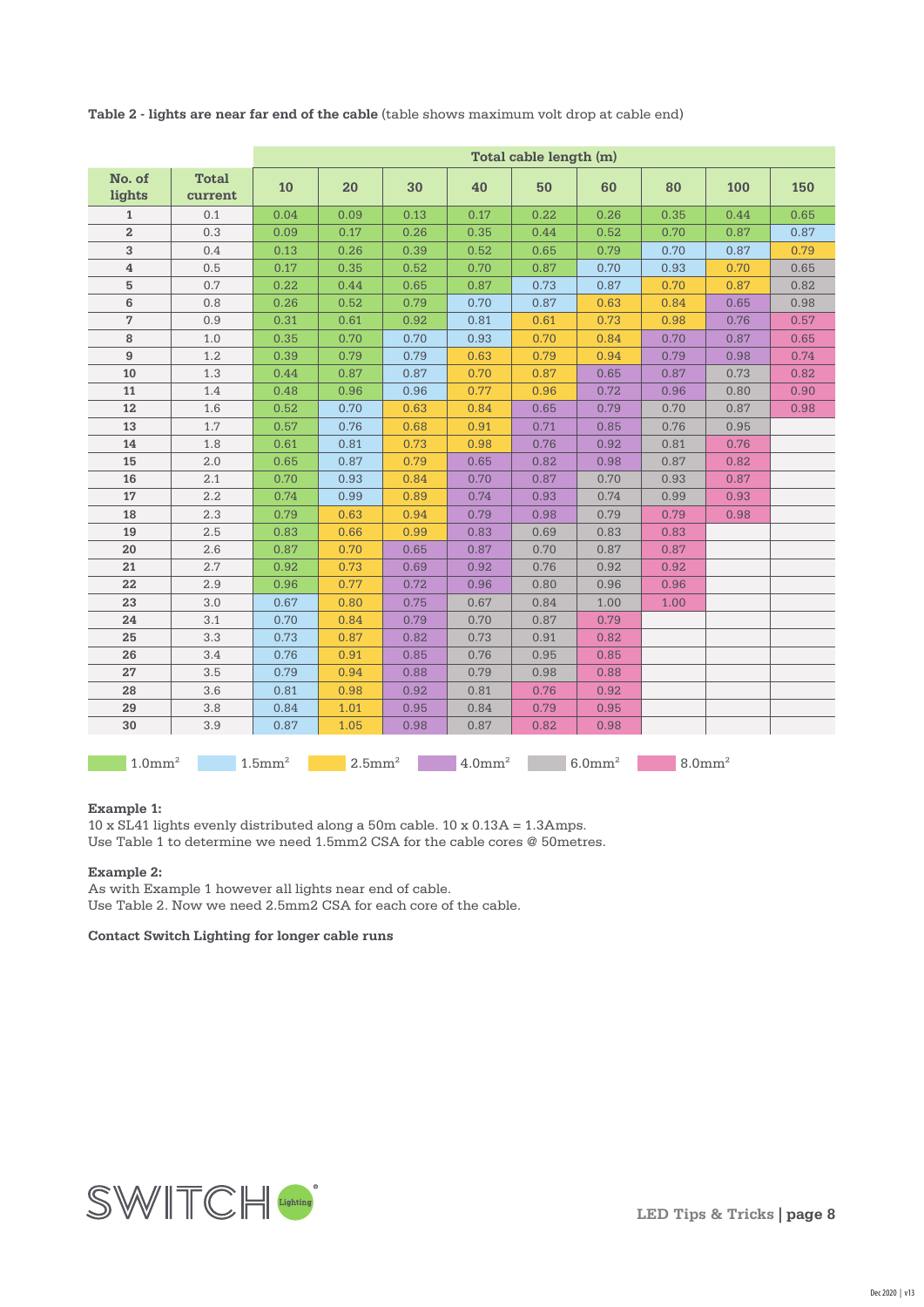**Table 2 - lights are near far end of the cable** (table shows maximum volt drop at cable end)

| No. of lights | Total current | Total cable length (m) | | | | | | | | |
|---|---|---|---|---|---|---|---|---|---|---|
| | | 10 | 20 | 30 | 40 | 50 | 60 | 80 | 100 | 150 |
| 1 | 0.1 | 0.04 | 0.09 | 0.13 | 0.17 | 0.22 | 0.26 | 0.35 | 0.44 | 0.65 |
| 2 | 0.3 | 0.09 | 0.17 | 0.26 | 0.35 | 0.44 | 0.52 | 0.70 | 0.87 | 0.87 |
| 3 | 0.4 | 0.13 | 0.26 | 0.39 | 0.52 | 0.65 | 0.79 | 0.70 | 0.87 | 0.79 |
| 4 | 0.5 | 0.17 | 0.35 | 0.52 | 0.70 | 0.87 | 0.70 | 0.93 | 0.70 | 0.65 |
| 5 | 0.7 | 0.22 | 0.44 | 0.65 | 0.87 | 0.73 | 0.87 | 0.70 | 0.87 | 0.82 |
| 6 | 0.8 | 0.26 | 0.52 | 0.79 | 0.70 | 0.87 | 0.63 | 0.84 | 0.65 | 0.98 |
| 7 | 0.9 | 0.31 | 0.61 | 0.92 | 0.81 | 0.61 | 0.73 | 0.98 | 0.76 | 0.57 |
| 8 | 1.0 | 0.35 | 0.70 | 0.70 | 0.93 | 0.70 | 0.84 | 0.70 | 0.87 | 0.65 |
| 9 | 1.2 | 0.39 | 0.79 | 0.79 | 0.63 | 0.79 | 0.94 | 0.79 | 0.98 | 0.74 |
| 10 | 1.3 | 0.44 | 0.87 | 0.87 | 0.70 | 0.87 | 0.65 | 0.87 | 0.73 | 0.82 |
| 11 | 1.4 | 0.48 | 0.96 | 0.96 | 0.77 | 0.96 | 0.72 | 0.96 | 0.80 | 0.90 |
| 12 | 1.6 | 0.52 | 0.70 | 0.63 | 0.84 | 0.65 | 0.79 | 0.70 | 0.87 | 0.98 |
| 13 | 1.7 | 0.57 | 0.76 | 0.68 | 0.91 | 0.71 | 0.85 | 0.76 | 0.95 | |
| 14 | 1.8 | 0.61 | 0.81 | 0.73 | 0.98 | 0.76 | 0.92 | 0.81 | 0.76 | |
| 15 | 2.0 | 0.65 | 0.87 | 0.79 | 0.65 | 0.82 | 0.98 | 0.87 | 0.82 | |
| 16 | 2.1 | 0.70 | 0.93 | 0.84 | 0.70 | 0.87 | 0.70 | 0.93 | 0.87 | |
| 17 | 2.2 | 0.74 | 0.99 | 0.89 | 0.74 | 0.93 | 0.74 | 0.99 | 0.93 | |
| 18 | 2.3 | 0.79 | 0.63 | 0.94 | 0.79 | 0.98 | 0.79 | 0.79 | 0.98 | |
| 19 | 2.5 | 0.83 | 0.66 | 0.99 | 0.83 | 0.69 | 0.83 | 0.83 | | |
| 20 | 2.6 | 0.87 | 0.70 | 0.65 | 0.87 | 0.70 | 0.87 | 0.87 | | |
| 21 | 2.7 | 0.92 | 0.73 | 0.69 | 0.92 | 0.76 | 0.92 | 0.92 | | |
| 22 | 2.9 | 0.96 | 0.77 | 0.72 | 0.96 | 0.80 | 0.96 | 0.96 | | |
| 23 | 3.0 | 0.67 | 0.80 | 0.75 | 0.67 | 0.84 | 1.00 | 1.00 | | |
| 24 | 3.1 | 0.70 | 0.84 | 0.79 | 0.70 | 0.87 | 0.79 | | | |
| 25 | 3.3 | 0.73 | 0.87 | 0.82 | 0.73 | 0.91 | 0.82 | | | |
| 26 | 3.4 | 0.76 | 0.91 | 0.85 | 0.76 | 0.95 | 0.85 | | | |
| 27 | 3.5 | 0.79 | 0.94 | 0.88 | 0.79 | 0.98 | 0.88 | | | |
| 28 | 3.6 | 0.81 | 0.98 | 0.92 | 0.81 | 0.76 | 0.92 | | | |
| 29 | 3.8 | 0.84 | 1.01 | 0.95 | 0.84 | 0.79 | 0.95 | | | |
| 30 | 3.9 | 0.87 | 1.05 | 0.98 | 0.87 | 0.82 | 0.98 | | | |

1.0mm² 1.5mm² 2.5mm² 4.0mm² 6.0mm² 8.0mm²

**Example 1:**
10 x SL41 lights evenly distributed along a 50m cable. 10 x 0.13A = 1.3Amps.
Use Table 1 to determine we need 1.5mm2 CSA for the cable cores @ 50metres.

**Example 2:**
As with Example 1 however all lights near end of cable.
Use Table 2. Now we need 2.5mm2 CSA for each core of the cable.

**Contact Switch Lighting for longer cable runs**